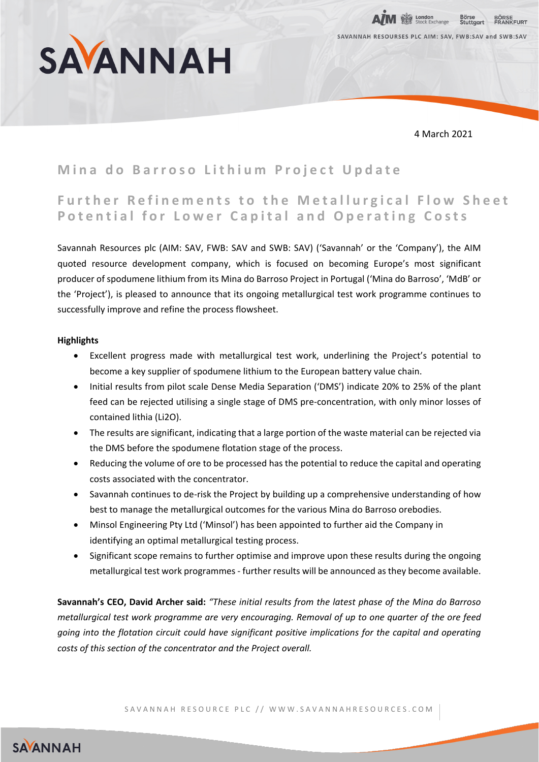4 March 2021

# Mina do Barroso Lithium Project Update

## Further Refinements to the Metallurgical Flow Sheet Potential for Lower Capital and Operating Costs

Savannah Resources plc (AIM: SAV, FWB: SAV and SWB: SAV) ('Savannah' or the 'Company'), the AIM quoted resource development company, which is focused on becoming Europe's most significant producer of spodumene lithium from its Mina do Barroso Project in Portugal ('Mina do Barroso', 'MdB' or the 'Project'), is pleased to announce that its ongoing metallurgical test work programme continues to successfully improve and refine the process flowsheet.

**Highlights**

- Excellent progress made with metallurgical test work, underlining the Project's potential to become a key supplier of spodumene lithium to the European battery value chain.
- Initial results from pilot scale Dense Media Separation ('DMS') indicate 20% to 25% of the plant feed can be rejected utilising a single stage of DMS pre-concentration, with only minor losses of contained lithia ($Li_2O$).
- The results are significant, indicating that a large portion of the waste material can be rejected via the DMS before the spodumene flotation stage of the process.
- Reducing the volume of ore to be processed has the potential to reduce the capital and operating costs associated with the concentrator.
- Savannah continues to de-risk the Project by building up a comprehensive understanding of how best to manage the metallurgical outcomes for the various Mina do Barroso orebodies.
- Minsol Engineering Pty Ltd ('Minsol') has been appointed to further aid the Company in identifying an optimal metallurgical testing process.
- Significant scope remains to further optimise and improve upon these results during the ongoing metallurgical test work programmes - further results will be announced as they become available.

**Savannah's CEO, David Archer said:** *"These initial results from the latest phase of the Mina do Barroso metallurgical test work programme are very encouraging. Removal of up to one quarter of the ore feed going into the flotation circuit could have significant positive implications for the capital and operating costs of this section of the concentrator and the Project overall.*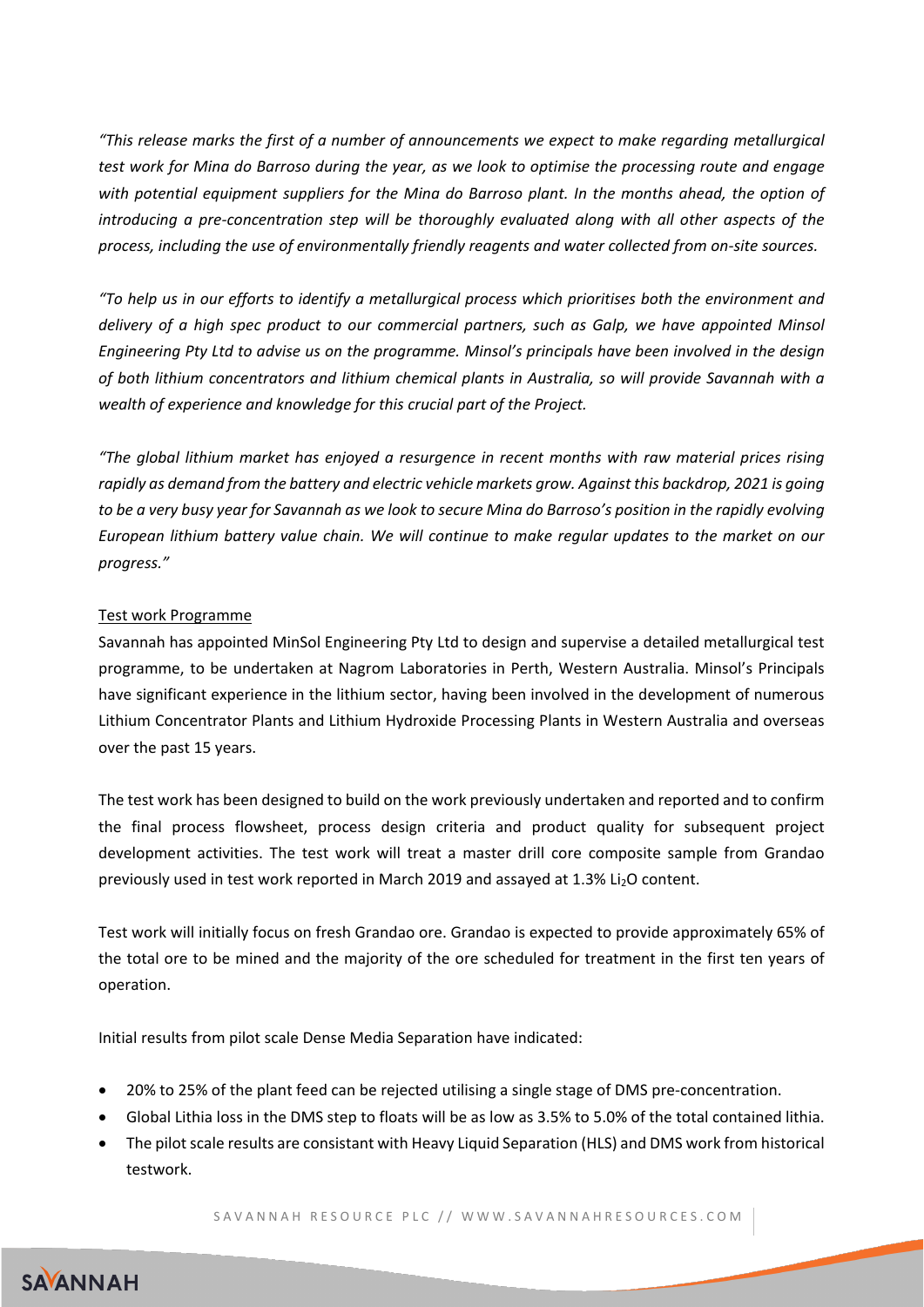*"This release marks the first of a number of announcements we expect to make regarding metallurgical test work for Mina do Barroso during the year, as we look to optimise the processing route and engage with potential equipment suppliers for the Mina do Barroso plant. In the months ahead, the option of introducing a pre-concentration step will be thoroughly evaluated along with all other aspects of the process, including the use of environmentally friendly reagents and water collected from on-site sources.*

*"To help us in our efforts to identify a metallurgical process which prioritises both the environment and delivery of a high spec product to our commercial partners, such as Galp, we have appointed Minsol Engineering Pty Ltd to advise us on the programme. Minsol's principals have been involved in the design of both lithium concentrators and lithium chemical plants in Australia, so will provide Savannah with a wealth of experience and knowledge for this crucial part of the Project.*

*"The global lithium market has enjoyed a resurgence in recent months with raw material prices rising rapidly as demand from the battery and electric vehicle markets grow. Against this backdrop, 2021 is going to be a very busy year for Savannah as we look to secure Mina do Barroso's position in the rapidly evolving European lithium battery value chain. We will continue to make regular updates to the market on our progress."*

## Test work Programme

Savannah has appointed MinSol Engineering Pty Ltd to design and supervise a detailed metallurgical test programme, to be undertaken at Nagrom Laboratories in Perth, Western Australia. Minsol's Principals have significant experience in the lithium sector, having been involved in the development of numerous Lithium Concentrator Plants and Lithium Hydroxide Processing Plants in Western Australia and overseas over the past 15 years.

The test work has been designed to build on the work previously undertaken and reported and to confirm the final process flowsheet, process design criteria and product quality for subsequent project development activities. The test work will treat a master drill core composite sample from Grandao previously used in test work reported in March 2019 and assayed at 1.3% $Li_2O$ content.

Test work will initially focus on fresh Grandao ore. Grandao is expected to provide approximately 65% of the total ore to be mined and the majority of the ore scheduled for treatment in the first ten years of operation.

Initial results from pilot scale Dense Media Separation have indicated:

- 20% to 25% of the plant feed can be rejected utilising a single stage of DMS pre-concentration.
- Global Lithia loss in the DMS step to floats will be as low as 3.5% to 5.0% of the total contained lithia.
- The pilot scale results are consistant with Heavy Liquid Separation (HLS) and DMS work from historical testwork.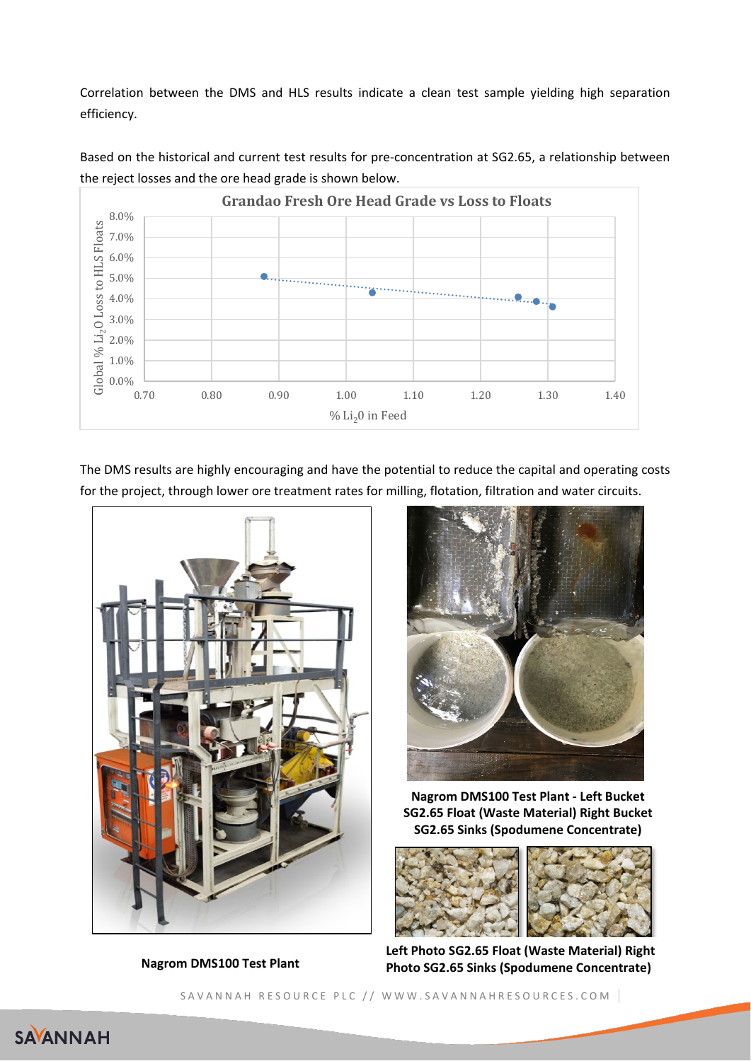Correlation between the DMS and HLS results indicate a clean test sample yielding high separation efficiency.

Based on the historical and current test results for pre-concentration at SG2.65, a relationship between the reject losses and the ore head grade is shown below.

**Grandao Fresh Ore Head Grade vs Loss to Floats**

The DMS results are highly encouraging and have the potential to reduce the capital and operating costs for the project, through lower ore treatment rates for milling, flotation, filtration and water circuits.

**Nagrom DMS100 Test Plant - Left Bucket SG2.65 Float (Waste Material) Right Bucket SG2.65 Sinks (Spodumene Concentrate)**

**Nagrom DMS100 Test Plant**

**Left Photo SG2.65 Float (Waste Material) Right Photo SG2.65 Sinks (Spodumene Concentrate)**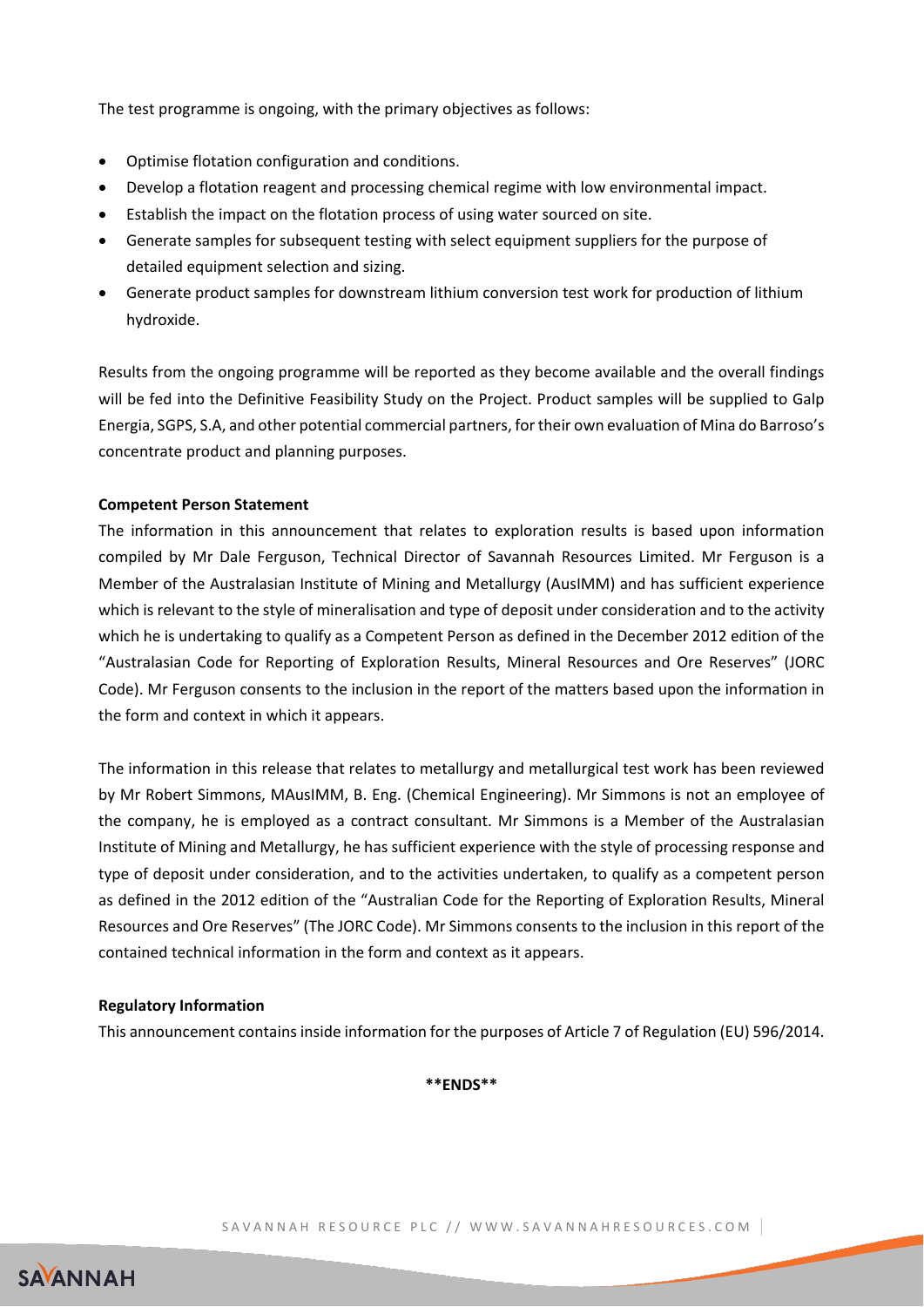The test programme is ongoing, with the primary objectives as follows:

- Optimise flotation configuration and conditions.
- Develop a flotation reagent and processing chemical regime with low environmental impact.
- Establish the impact on the flotation process of using water sourced on site.
- Generate samples for subsequent testing with select equipment suppliers for the purpose of detailed equipment selection and sizing.
- Generate product samples for downstream lithium conversion test work for production of lithium hydroxide.

Results from the ongoing programme will be reported as they become available and the overall findings will be fed into the Definitive Feasibility Study on the Project. Product samples will be supplied to Galp Energia, SGPS, S.A, and other potential commercial partners, for their own evaluation of Mina do Barroso's concentrate product and planning purposes.

**Competent Person Statement**

The information in this announcement that relates to exploration results is based upon information compiled by Mr Dale Ferguson, Technical Director of Savannah Resources Limited. Mr Ferguson is a Member of the Australasian Institute of Mining and Metallurgy (AusIMM) and has sufficient experience which is relevant to the style of mineralisation and type of deposit under consideration and to the activity which he is undertaking to qualify as a Competent Person as defined in the December 2012 edition of the "Australasian Code for Reporting of Exploration Results, Mineral Resources and Ore Reserves" (JORC Code). Mr Ferguson consents to the inclusion in the report of the matters based upon the information in the form and context in which it appears.

The information in this release that relates to metallurgy and metallurgical test work has been reviewed by Mr Robert Simmons, MAusIMM, B. Eng. (Chemical Engineering). Mr Simmons is not an employee of the company, he is employed as a contract consultant. Mr Simmons is a Member of the Australasian Institute of Mining and Metallurgy, he has sufficient experience with the style of processing response and type of deposit under consideration, and to the activities undertaken, to qualify as a competent person as defined in the 2012 edition of the "Australian Code for the Reporting of Exploration Results, Mineral Resources and Ore Reserves" (The JORC Code). Mr Simmons consents to the inclusion in this report of the contained technical information in the form and context as it appears.

**Regulatory Information**

This announcement contains inside information for the purposes of Article 7 of Regulation (EU) 596/2014.

**\*\*ENDS\*\***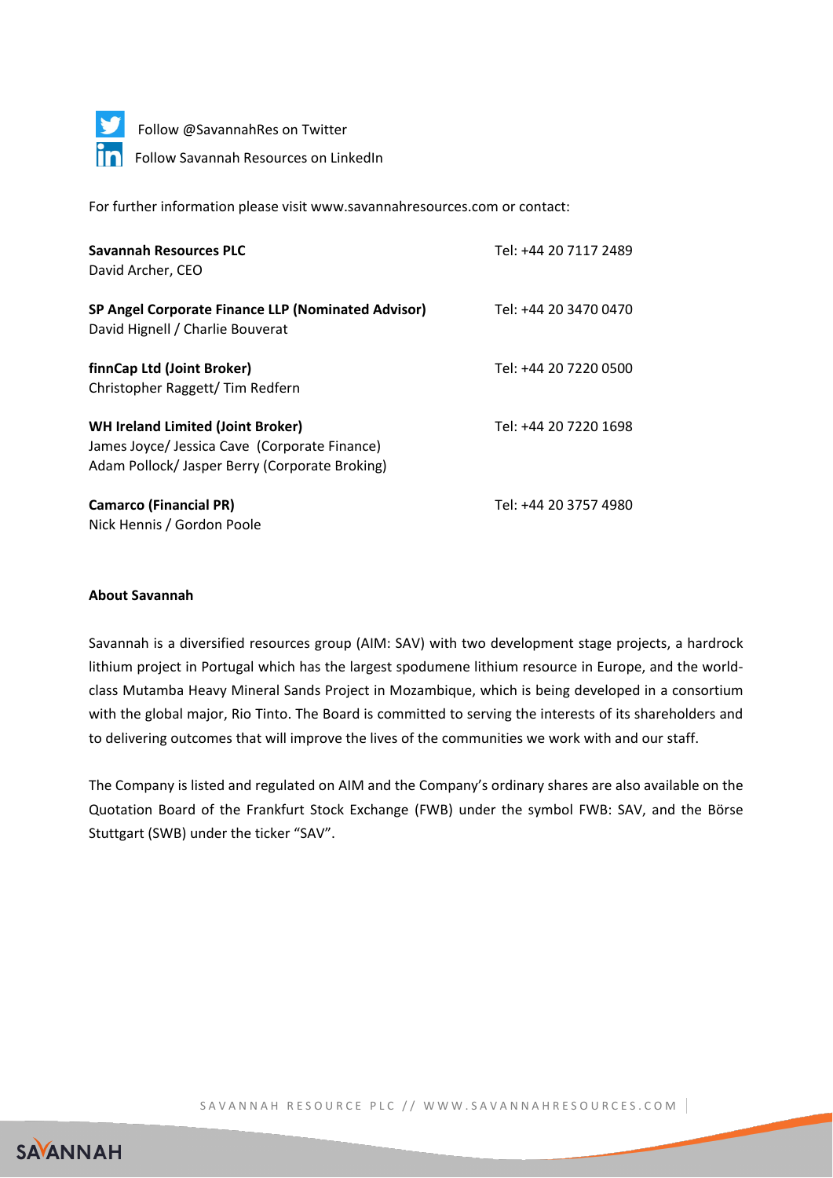Follow @SavannahRes on Twitter

Follow Savannah Resources on LinkedIn

For further information please visit www.savannahresources.com or contact:

| | |
|---|---|
| **Savannah Resources PLC**<br>David Archer, CEO | Tel: +44 20 7117 2489 |
| **SP Angel Corporate Finance LLP (Nominated Advisor)**<br>David Hignell / Charlie Bouverat | Tel: +44 20 3470 0470 |
| **finnCap Ltd (Joint Broker)**<br>Christopher Raggett/ Tim Redfern | Tel: +44 20 7220 0500 |
| **WH Ireland Limited (Joint Broker)**<br>James Joyce/ Jessica Cave (Corporate Finance)<br>Adam Pollock/ Jasper Berry (Corporate Broking) | Tel: +44 20 7220 1698 |
| **Camarco (Financial PR)**<br>Nick Hennis / Gordon Poole | Tel: +44 20 3757 4980 |

**About Savannah**

Savannah is a diversified resources group (AIM: SAV) with two development stage projects, a hardrock lithium project in Portugal which has the largest spodumene lithium resource in Europe, and the world-class Mutamba Heavy Mineral Sands Project in Mozambique, which is being developed in a consortium with the global major, Rio Tinto. The Board is committed to serving the interests of its shareholders and to delivering outcomes that will improve the lives of the communities we work with and our staff.

The Company is listed and regulated on AIM and the Company's ordinary shares are also available on the Quotation Board of the Frankfurt Stock Exchange (FWB) under the symbol FWB: SAV, and the Börse Stuttgart (SWB) under the ticker "SAV".